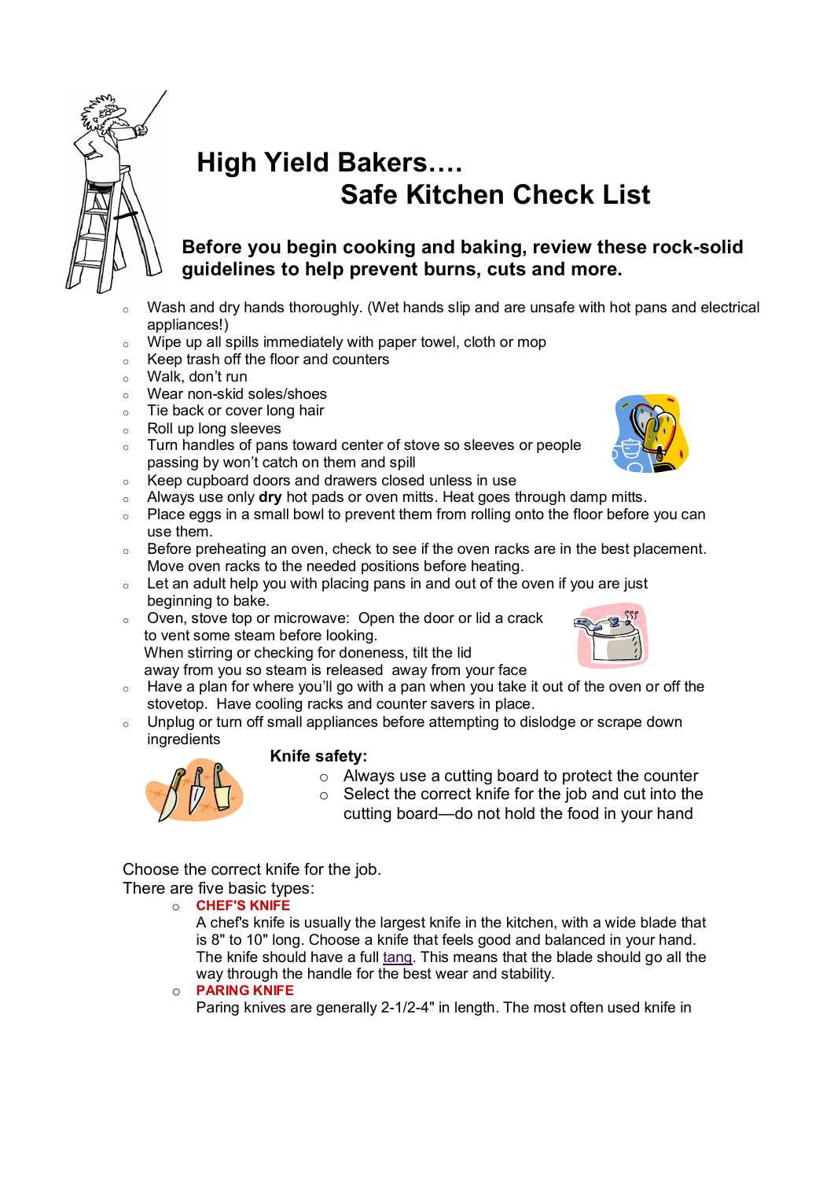# High Yield Bakers….
# Safe Kitchen Check List

**Before you begin cooking and baking, review these rock-solid guidelines to help prevent burns, cuts and more.**

- Wash and dry hands thoroughly. (Wet hands slip and are unsafe with hot pans and electrical appliances!)
- Wipe up all spills immediately with paper towel, cloth or mop
- Keep trash off the floor and counters
- Walk, don't run
- Wear non-skid soles/shoes
- Tie back or cover long hair
- Roll up long sleeves
- Turn handles of pans toward center of stove so sleeves or people passing by won't catch on them and spill
- Keep cupboard doors and drawers closed unless in use
- Always use only **dry** hot pads or oven mitts. Heat goes through damp mitts.
- Place eggs in a small bowl to prevent them from rolling onto the floor before you can use them.
- Before preheating an oven, check to see if the oven racks are in the best placement. Move oven racks to the needed positions before heating.
- Let an adult help you with placing pans in and out of the oven if you are just beginning to bake.
- Oven, stove top or microwave: Open the door or lid a crack to vent some steam before looking.
  When stirring or checking for doneness, tilt the lid away from you so steam is released away from your face
- Have a plan for where you'll go with a pan when you take it out of the oven or off the stovetop. Have cooling racks and counter savers in place.
- Unplug or turn off small appliances before attempting to dislodge or scrape down ingredients

**Knife safety:**

- Always use a cutting board to protect the counter
- Select the correct knife for the job and cut into the cutting board—do not hold the food in your hand

Choose the correct knife for the job.
There are five basic types:

- **CHEF'S KNIFE**
  A chef's knife is usually the largest knife in the kitchen, with a wide blade that is 8" to 10" long. Choose a knife that feels good and balanced in your hand. The knife should have a full tang. This means that the blade should go all the way through the handle for the best wear and stability.
- **PARING KNIFE**
  Paring knives are generally 2-1/2-4" in length. The most often used knife in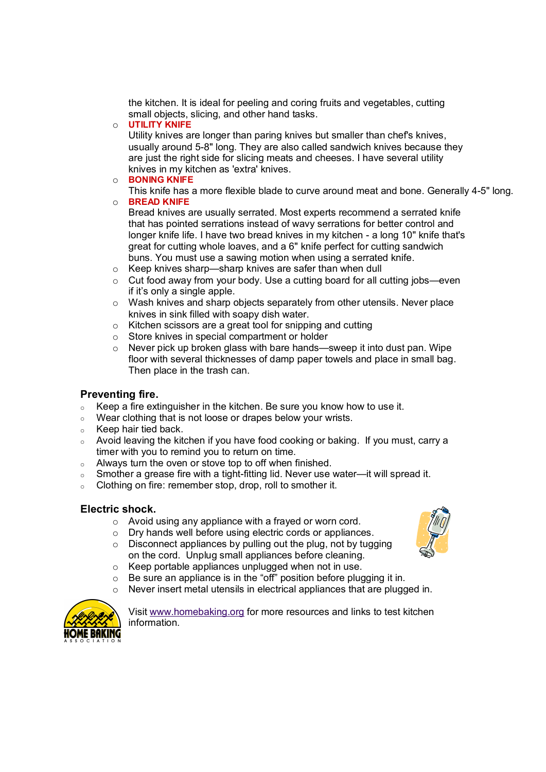the kitchen. It is ideal for peeling and coring fruits and vegetables, cutting small objects, slicing, and other hand tasks.

- **UTILITY KNIFE**
  Utility knives are longer than paring knives but smaller than chef's knives, usually around 5-8" long. They are also called sandwich knives because they are just the right side for slicing meats and cheeses. I have several utility knives in my kitchen as 'extra' knives.
- **BONING KNIFE**
  This knife has a more flexible blade to curve around meat and bone. Generally 4-5" long.
- **BREAD KNIFE**
  Bread knives are usually serrated. Most experts recommend a serrated knife that has pointed serrations instead of wavy serrations for better control and longer knife life. I have two bread knives in my kitchen - a long 10" knife that's great for cutting whole loaves, and a 6" knife perfect for cutting sandwich buns. You must use a sawing motion when using a serrated knife.
- Keep knives sharp—sharp knives are safer than when dull
- Cut food away from your body. Use a cutting board for all cutting jobs—even if it's only a single apple.
- Wash knives and sharp objects separately from other utensils. Never place knives in sink filled with soapy dish water.
- Kitchen scissors are a great tool for snipping and cutting
- Store knives in special compartment or holder
- Never pick up broken glass with bare hands—sweep it into dust pan. Wipe floor with several thicknesses of damp paper towels and place in small bag. Then place in the trash can.

## Preventing fire.

- Keep a fire extinguisher in the kitchen. Be sure you know how to use it.
- Wear clothing that is not loose or drapes below your wrists.
- Keep hair tied back.
- Avoid leaving the kitchen if you have food cooking or baking. If you must, carry a timer with you to remind you to return on time.
- Always turn the oven or stove top to off when finished.
- Smother a grease fire with a tight-fitting lid. Never use water—it will spread it.
- Clothing on fire: remember stop, drop, roll to smother it.

## Electric shock.

- Avoid using any appliance with a frayed or worn cord.
- Dry hands well before using electric cords or appliances.
- Disconnect appliances by pulling out the plug, not by tugging on the cord. Unplug small appliances before cleaning.
- Keep portable appliances unplugged when not in use.
- Be sure an appliance is in the "off" position before plugging it in.
- Never insert metal utensils in electrical appliances that are plugged in.

Visit www.homebaking.org for more resources and links to test kitchen information.